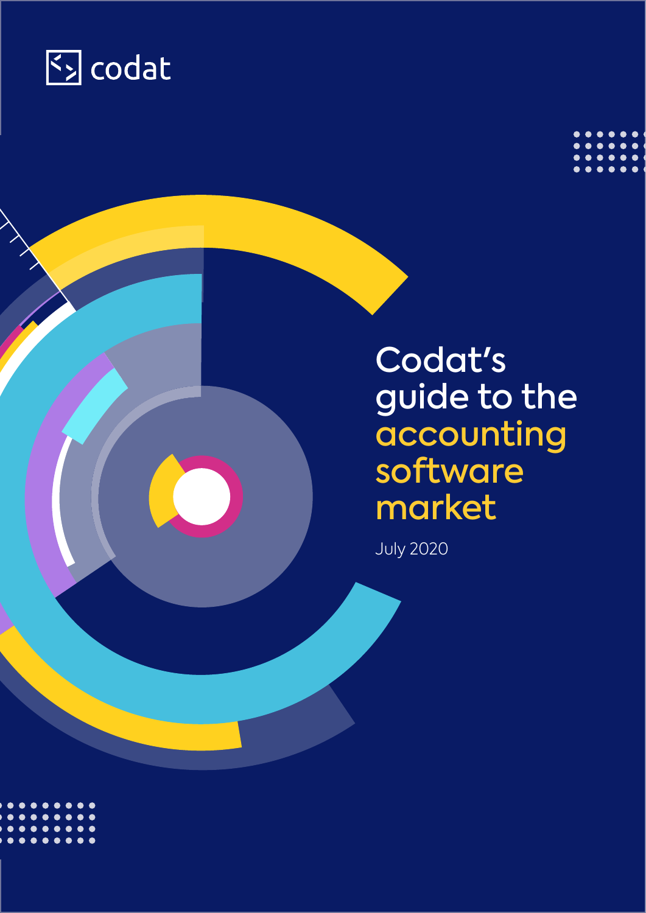codat

# Codat's guide to the accounting software market

July 2020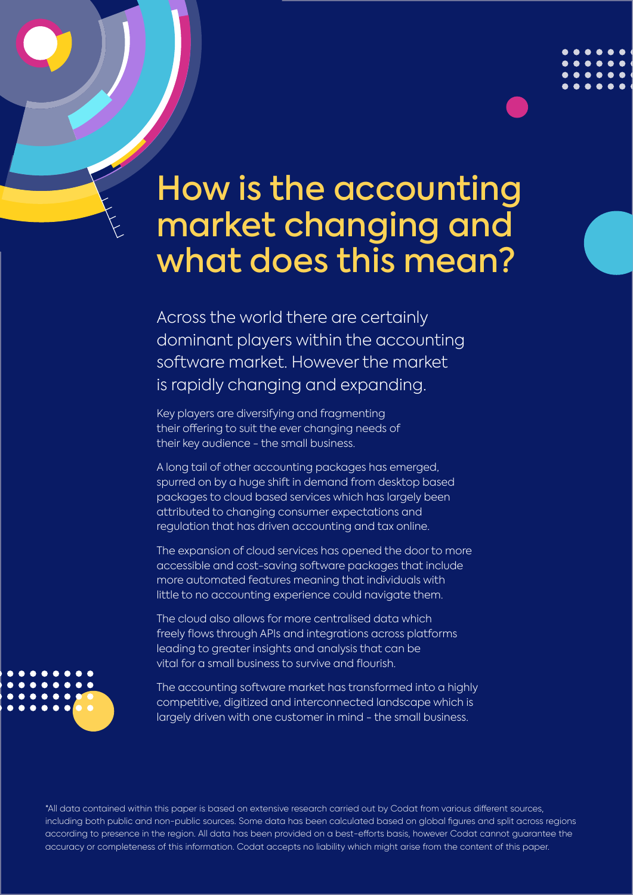# How is the accounting market changing and what does this mean?

Across the world there are certainly dominant players within the accounting software market. However the market is rapidly changing and expanding.

Key players are diversifying and fragmenting their offering to suit the ever changing needs of their key audience - the small business.

A long tail of other accounting packages has emerged, spurred on by a huge shift in demand from desktop based packages to cloud based services which has largely been attributed to changing consumer expectations and regulation that has driven accounting and tax online.

The expansion of cloud services has opened the door to more accessible and cost-saving software packages that include more automated features meaning that individuals with little to no accounting experience could navigate them.

The cloud also allows for more centralised data which freely flows through APIs and integrations across platforms leading to greater insights and analysis that can be vital for a small business to survive and flourish.

The accounting software market has transformed into a highly competitive, digitized and interconnected landscape which is largely driven with one customer in mind - the small business.

*All data contained within this paper is based on extensive research carried out by Codat from various different sources, including both public and non-public sources. Some data has been calculated based on global figures and split across regions according to presence in the region. All data has been provided on a best-efforts basis, however Codat cannot guarantee the accuracy or completeness of this information. Codat accepts no liability which might arise from the content of this paper.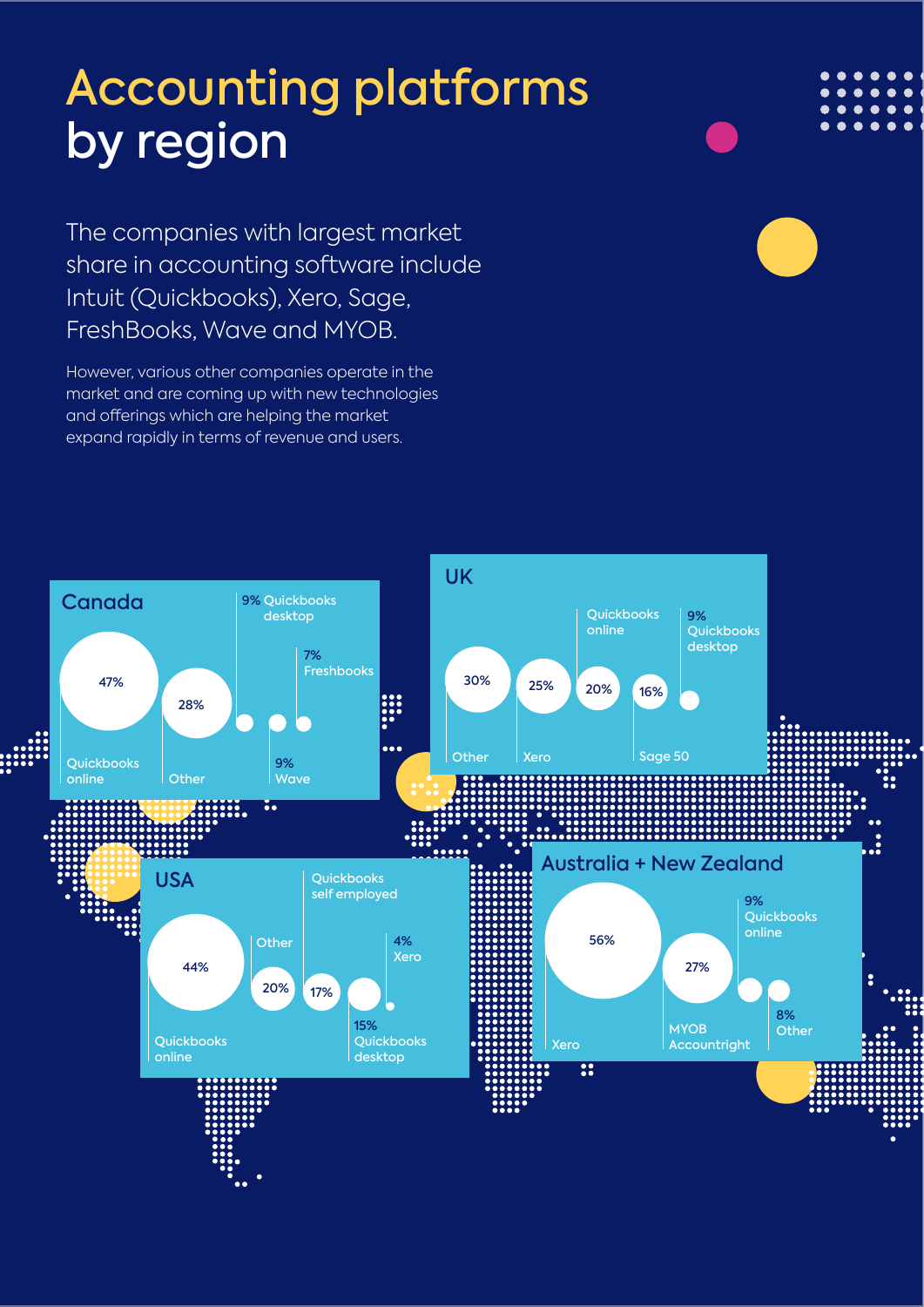# Accounting platforms by region

The companies with largest market share in accounting software include Intuit (Quickbooks), Xero, Sage, FreshBooks, Wave and MYOB.

However, various other companies operate in the market and are coming up with new technologies and offerings which are helping the market expand rapidly in terms of revenue and users.

## Canada

| Platform | Share |
| --- | --- |
| Quickbooks online | 47% |
| Other | 28% |
| Quickbooks desktop | 9% |
| Wave | 9% |
| Freshbooks | 7% |

## UK

| Platform | Share |
| --- | --- |
| Other | 30% |
| Xero | 25% |
| Quickbooks online | 20% |
| Sage 50 | 16% |
| Quickbooks desktop | 9% |

## USA

| Platform | Share |
| --- | --- |
| Quickbooks online | 44% |
| Other | 20% |
| Quickbooks self employed | 17% |
| Quickbooks desktop | 15% |
| Xero | 4% |

## Australia + New Zealand

| Platform | Share |
| --- | --- |
| Xero | 56% |
| MYOB Accountright | 27% |
| Quickbooks online | 9% |
| Other | 8% |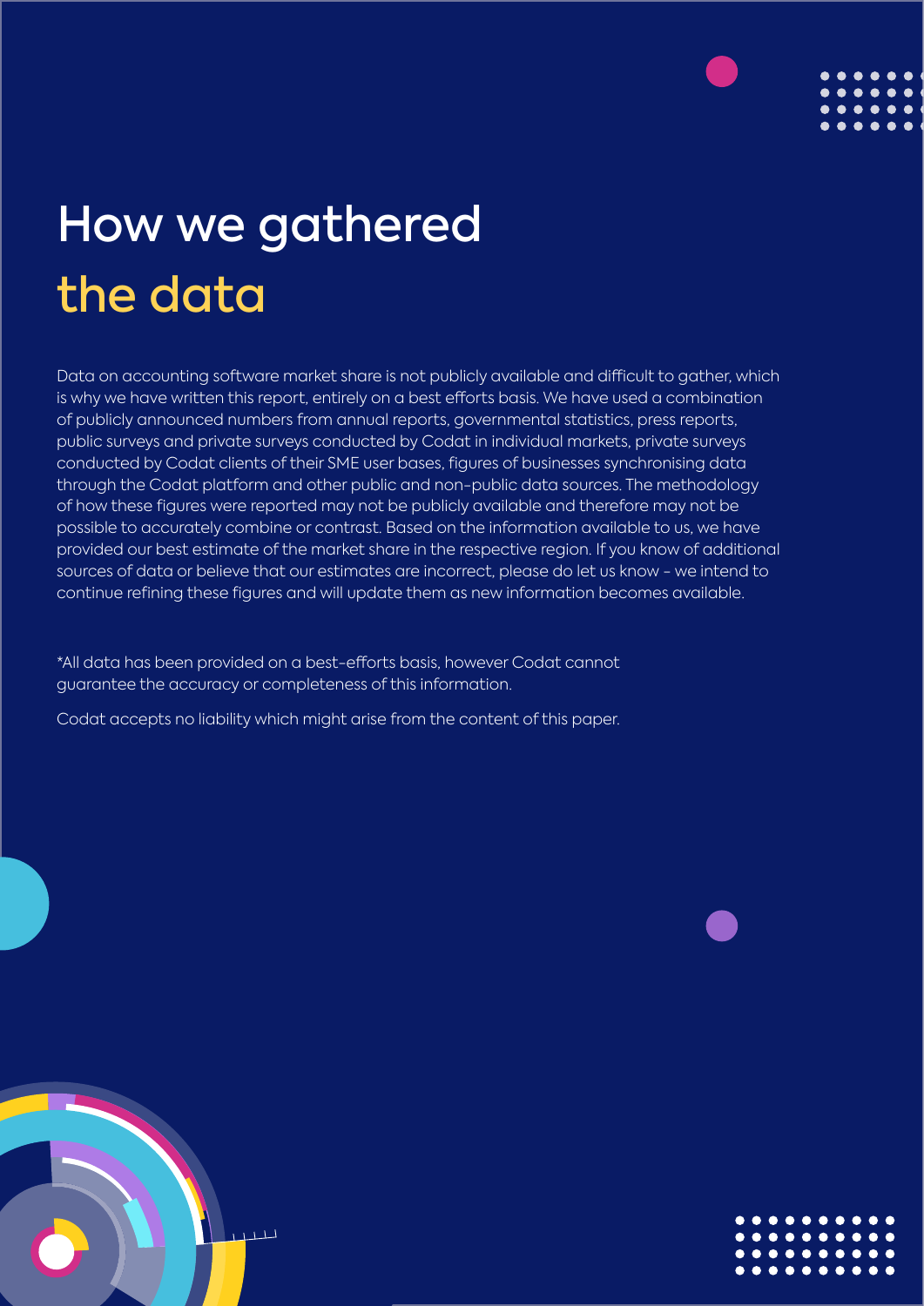# How we gathered the data

Data on accounting software market share is not publicly available and difficult to gather, which is why we have written this report, entirely on a best efforts basis. We have used a combination of publicly announced numbers from annual reports, governmental statistics, press reports, public surveys and private surveys conducted by Codat in individual markets, private surveys conducted by Codat clients of their SME user bases, figures of businesses synchronising data through the Codat platform and other public and non-public data sources. The methodology of how these figures were reported may not be publicly available and therefore may not be possible to accurately combine or contrast. Based on the information available to us, we have provided our best estimate of the market share in the respective region. If you know of additional sources of data or believe that our estimates are incorrect, please do let us know - we intend to continue refining these figures and will update them as new information becomes available.

*All data has been provided on a best-efforts basis, however Codat cannot guarantee the accuracy or completeness of this information.

Codat accepts no liability which might arise from the content of this paper.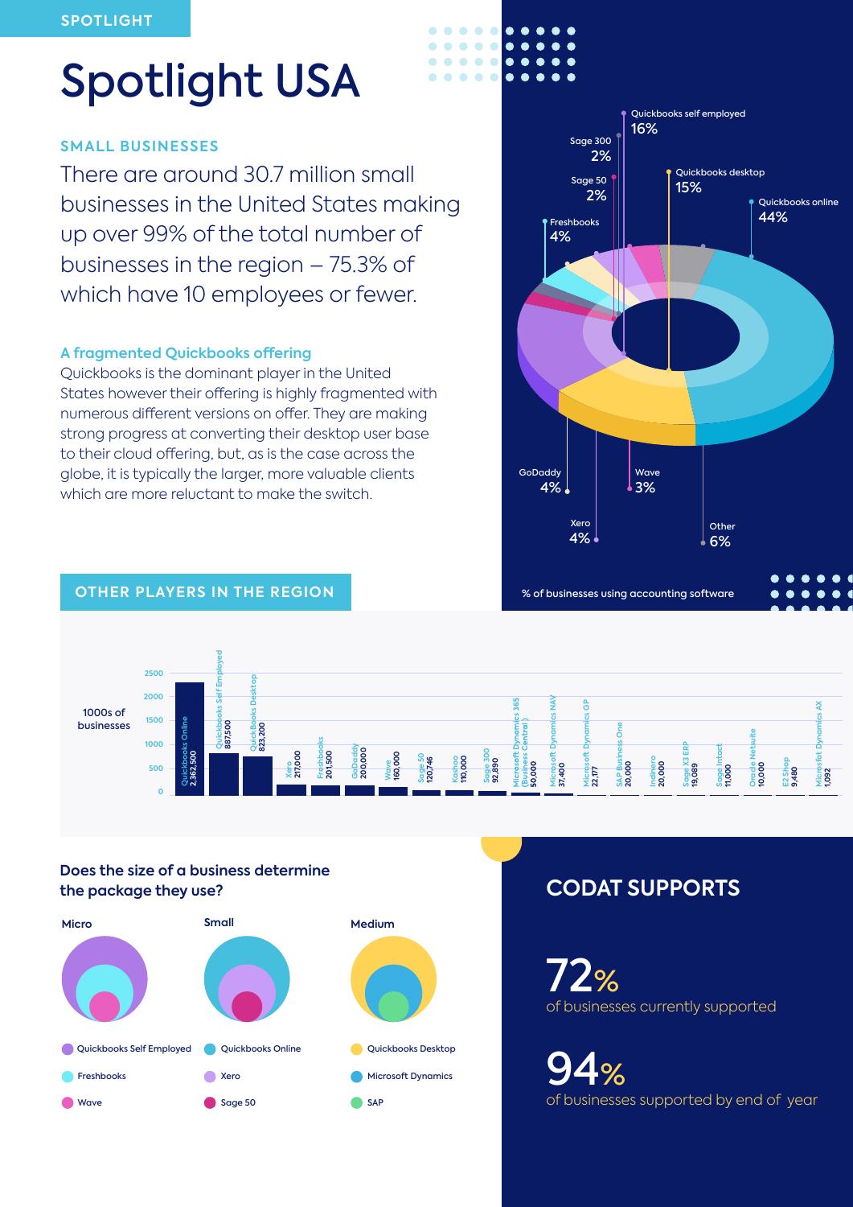SPOTLIGHT

# Spotlight USA

## SMALL BUSINESSES

There are around 30.7 million small businesses in the United States making up over 99% of the total number of businesses in the region – 75.3% of which have 10 employees or fewer.

### A fragmented Quickbooks offering

Quickbooks is the dominant player in the United States however their offering is highly fragmented with numerous different versions on offer. They are making strong progress at converting their desktop user base to their cloud offering, but, as is the case across the globe, it is typically the larger, more valuable clients which are more reluctant to make the switch.

% of businesses using accounting software

| Software | % |
|---|---|
| Quickbooks online | 44% |
| Quickbooks self employed | 16% |
| Quickbooks desktop | 15% |
| Other | 6% |
| Freshbooks | 4% |
| GoDaddy | 4% |
| Xero | 4% |
| Wave | 3% |
| Sage 300 | 2% |
| Sage 50 | 2% |

## OTHER PLAYERS IN THE REGION

1000s of businesses

| Software | Businesses |
|---|---|
| Quickbooks Online | 2,362,500 |
| Quickbooks Self Employed | 887,500 |
| Quick Books Desktop | 823,200 |
| Xero | 217,000 |
| Freshbooks | 201,500 |
| GoDaddy | 200,000 |
| Wave | 160,000 |
| Sage 50 | 120,746 |
| Kashoo | 110,000 |
| Sage 300 | 92,890 |
| Microsoft Dynamics 365 (Business Central) | 50,000 |
| Microsoft Dynamics NAV | 37,400 |
| Microsoft Dynamics GP | 22,177 |
| SAP Business One | 20,000 |
| Indinero | 20,000 |
| Sage X3 ERP | 19,089 |
| Sage Intact | 11,000 |
| Oracle Netsuite | 10,000 |
| E2 Shop | 9,480 |
| Microsfot Dynamics AX | 1,092 |

### Does the size of a business determine the package they use?

| Micro | Small | Medium |
|---|---|---|
| Quickbooks Self Employed | Quickbooks Online | Quickbooks Desktop |
| Freshbooks | Xero | Microsoft Dynamics |
| Wave | Sage 50 | SAP |

## CODAT SUPPORTS

**72%**
of businesses currently supported

**94%**
of businesses supported by end of year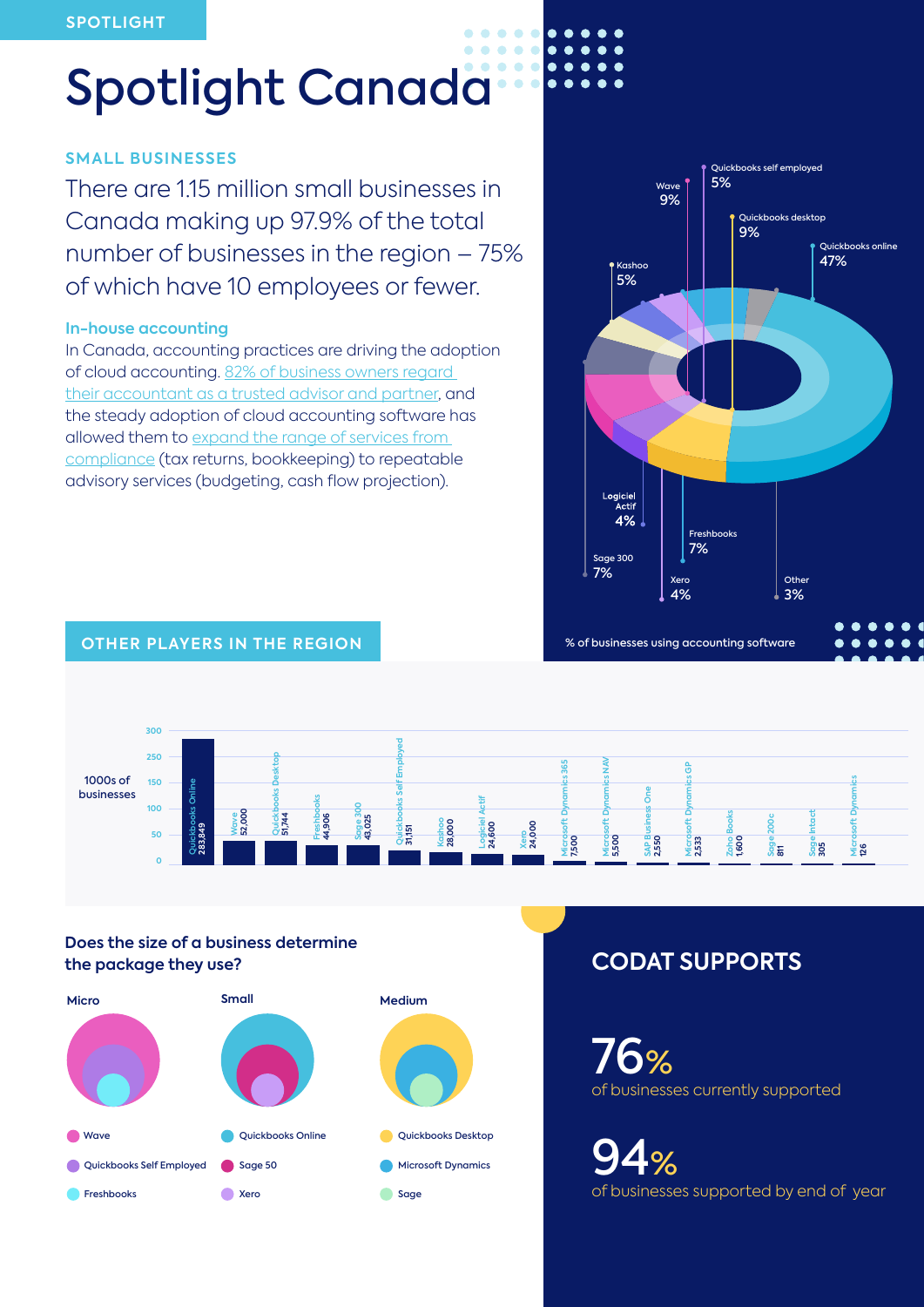SPOTLIGHT

# Spotlight Canada

## SMALL BUSINESSES

There are 1.15 million small businesses in Canada making up 97.9% of the total number of businesses in the region – 75% of which have 10 employees or fewer.

### In-house accounting

In Canada, accounting practices are driving the adoption of cloud accounting. 82% of business owners regard their accountant as a trusted advisor and partner, and the steady adoption of cloud accounting software has allowed them to expand the range of services from compliance (tax returns, bookkeeping) to repeatable advisory services (budgeting, cash flow projection).

% of businesses using accounting software

| Software | % |
|---|---|
| Quickbooks online | 47% |
| Quickbooks desktop | 9% |
| Quickbooks self employed | 5% |
| Wave | 9% |
| Kashoo | 5% |
| Logiciel Actif | 4% |
| Sage 300 | 7% |
| Xero | 4% |
| Freshbooks | 7% |
| Other | 3% |

## OTHER PLAYERS IN THE REGION

1000s of businesses

| Software | Businesses |
|---|---|
| Quickbooks Online | 283,849 |
| Wave | 52,000 |
| Quickbooks Desktop | 51,744 |
| Freshbooks | 44,906 |
| Sage 300 | 43,025 |
| Quickbooks Self Employed | 31,151 |
| Kashoo | 28,000 |
| Logiciel Actif | 24,600 |
| Xero | 24,000 |
| Microsoft Dynamics 365 | 7,500 |
| Microsoft Dynamics NAV | 5,500 |
| SAP Business One | 2,550 |
| Microsoft Dynamics GP | 2,533 |
| Zoho Books | 1,600 |
| Sage 200c | 811 |
| Sage Intact | 305 |
| Microsoft Dynamics | 126 |

### Does the size of a business determine the package they use?

| Micro | Small | Medium |
|---|---|---|
| Wave | Quickbooks Online | Quickbooks Desktop |
| Quickbooks Self Employed | Sage 50 | Microsoft Dynamics |
| Freshbooks | Xero | Sage |

## CODAT SUPPORTS

**76%** of businesses currently supported

**94%** of businesses supported by end of year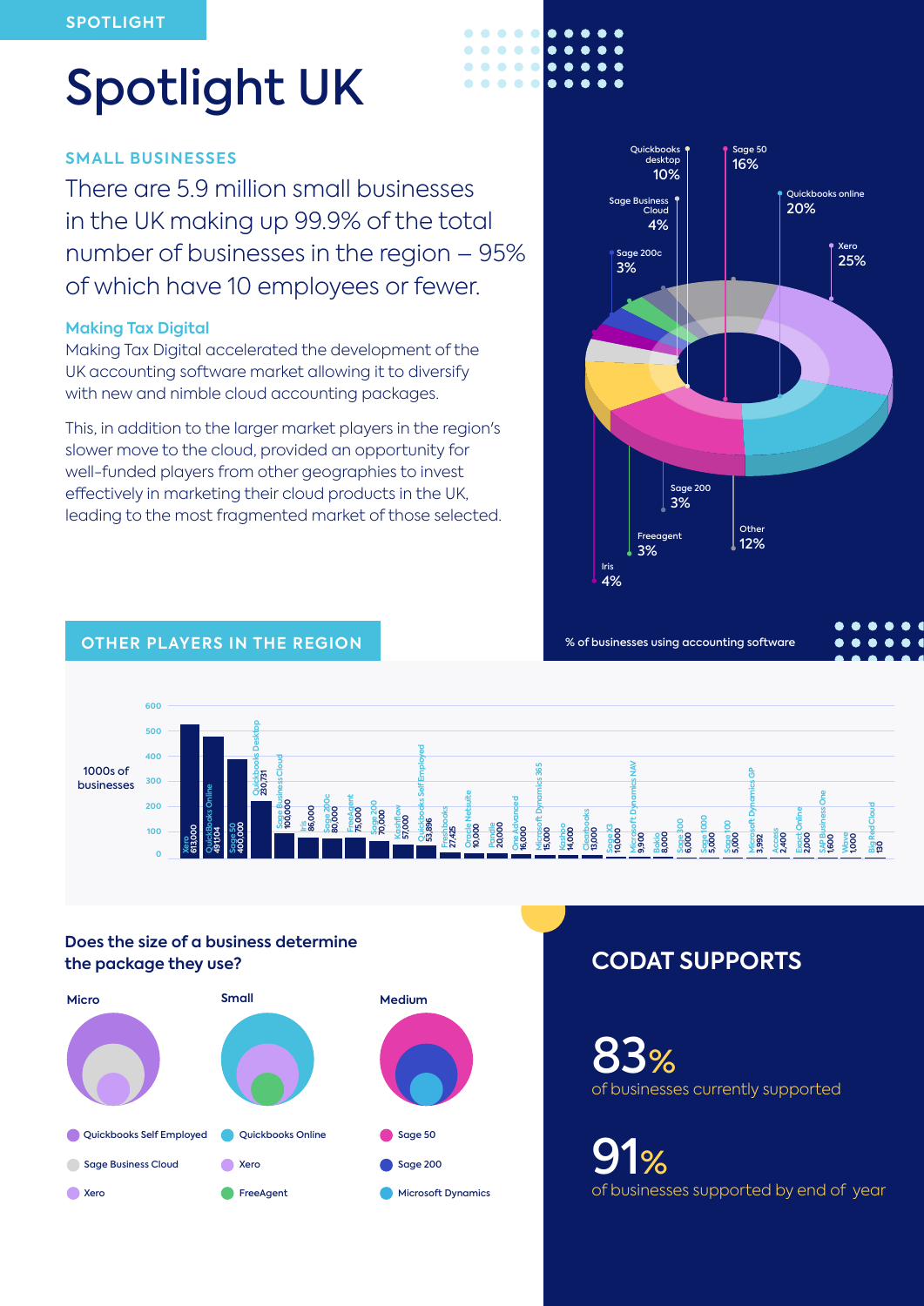SPOTLIGHT

# Spotlight UK

## SMALL BUSINESSES

There are 5.9 million small businesses in the UK making up 99.9% of the total number of businesses in the region – 95% of which have 10 employees or fewer.

### Making Tax Digital

Making Tax Digital accelerated the development of the UK accounting software market allowing it to diversify with new and nimble cloud accounting packages.

This, in addition to the larger market players in the region's slower move to the cloud, provided an opportunity for well-funded players from other geographies to invest effectively in marketing their cloud products in the UK, leading to the most fragmented market of those selected.

% of businesses using accounting software

| Software | % |
| --- | --- |
| Xero | 25% |
| Quickbooks online | 20% |
| Sage 50 | 16% |
| Other | 12% |
| Quickbooks desktop | 10% |
| Sage Business Cloud | 4% |
| Iris | 4% |
| Sage 200c | 3% |
| Sage 200 | 3% |
| Freeagent | 3% |

## OTHER PLAYERS IN THE REGION

1000s of businesses

| Software | Businesses |
| --- | --- |
| Xero | 613,000 |
| Quickbooks Online | 491,104 |
| Sage 50 | 400,000 |
| Quickbooks Desktop | 230,731 |
| Sage Business Cloud | 100,000 |
| Iris | 86,000 |
| Sage 200c | 80,000 |
| FreeAgent | 75,000 |
| Sage 200 | 70,000 |
| Kashflow | 57,000 |
| Quickbooks Self Employed | 53,896 |
| Freshbooks | 27,425 |
| Oracle Netsuite | 10,000 |
| Pandle | 20,000 |
| Orra Advanced | 16,000 |
| Microsoft Dynamics 365 | 15,000 |
| Xoobio | 14,000 |
| Clearbooks | 13,000 |
| Sage X3 | 10,000 |
| Microsoft Dynamics NAV | 9,100 |
| Bokio | 8,000 |
| Sage 300 | 6,000 |
| Sage 1000 | 5,000 |
| Sage 100 | 5,000 |
| Microsoft Dynamics GP | 3,992 |
| Access | 2,400 |
| Exact Online | 2,000 |
| SAP Business One | 1,600 |
| Wave | 1,000 |
| Big Red Cloud | 130 |

### Does the size of a business determine the package they use?

**Micro**
- Quickbooks Self Employed
- Sage Business Cloud
- Xero

**Small**
- Quickbooks Online
- Xero
- FreeAgent

**Medium**
- Sage 50
- Sage 200
- Microsoft Dynamics

## CODAT SUPPORTS

**83%** of businesses currently supported

**91%** of businesses supported by end of year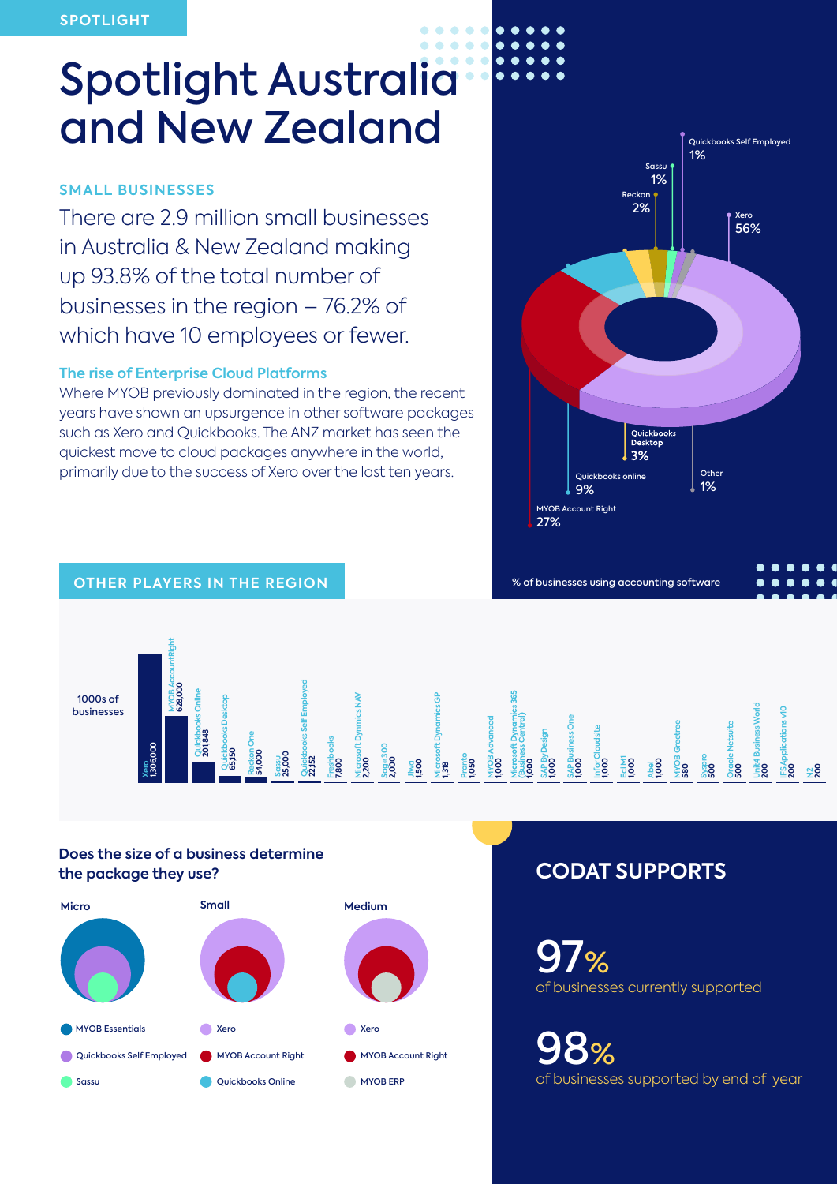SPOTLIGHT

# Spotlight Australia and New Zealand

## SMALL BUSINESSES

There are 2.9 million small businesses in Australia & New Zealand making up 93.8% of the total number of businesses in the region – 76.2% of which have 10 employees or fewer.

### The rise of Enterprise Cloud Platforms

Where MYOB previously dominated in the region, the recent years have shown an upsurgence in other software packages such as Xero and Quickbooks. The ANZ market has seen the quickest move to cloud packages anywhere in the world, primarily due to the success of Xero over the last ten years.

% of businesses using accounting software

| Software | % |
| --- | --- |
| Xero | 56% |
| MYOB Account Right | 27% |
| Quickbooks online | 9% |
| Quickbooks Desktop | 3% |
| Reckon | 2% |
| Sassu | 1% |
| Quickbooks Self Employed | 1% |
| Other | 1% |

## OTHER PLAYERS IN THE REGION

1000s of businesses

| Software | Businesses |
| --- | --- |
| Xero | 1,306,000 |
| MYOB AccountRight | 628,000 |
| Quickbooks Online | 201,848 |
| Quickbooks Desktop | 65,150 |
| Reckon One | 54,000 |
| Sassu | 25,000 |
| Quickbooks Self Employed | 22,152 |
| Freshbooks | 7,800 |
| Microsoft Dynmics NAV | 2,200 |
| Sage 300 | 2,000 |
| Jiwa | 1,500 |
| Microsoft Dynamics GP | 1,318 |
| Pronto | 1,050 |
| MYOB Advanced | 1,000 |
| Microsoft Dynamics 365 (Business Central) | 1,000 |
| SAP ByDesign | 1,000 |
| SAP Business One | 1,000 |
| Infor Cloudsite | 1,000 |
| Eci M1 | 1,000 |
| Abel | 1,000 |
| MYOB Greetree | 580 |
| Syspro | 500 |
| Oracle Netsuite | 500 |
| Unit4 Business World | 200 |
| IFS Applications v10 | 200 |
| N2 | 200 |

## Does the size of a business determine the package they use?

**Micro**
- MYOB Essentials
- Quickbooks Self Employed
- Sassu

**Small**
- Xero
- MYOB Account Right
- Quickbooks Online

**Medium**
- Xero
- MYOB Account Right
- MYOB ERP

## CODAT SUPPORTS

**97%** of businesses currently supported

**98%** of businesses supported by end of year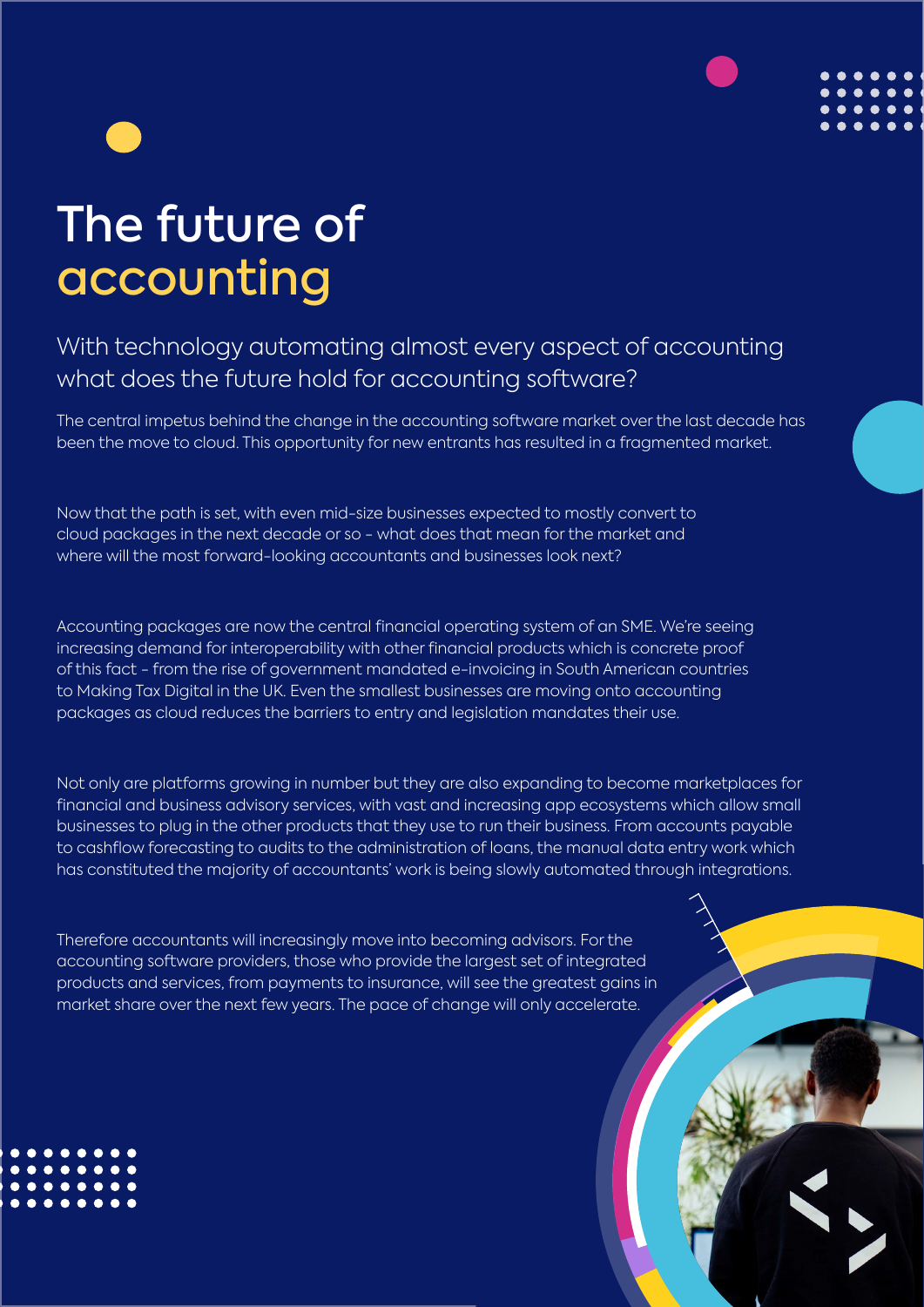# The future of accounting

## With technology automating almost every aspect of accounting what does the future hold for accounting software?

The central impetus behind the change in the accounting software market over the last decade has been the move to cloud. This opportunity for new entrants has resulted in a fragmented market.

Now that the path is set, with even mid-size businesses expected to mostly convert to cloud packages in the next decade or so - what does that mean for the market and where will the most forward-looking accountants and businesses look next?

Accounting packages are now the central financial operating system of an SME. We're seeing increasing demand for interoperability with other financial products which is concrete proof of this fact - from the rise of government mandated e-invoicing in South American countries to Making Tax Digital in the UK. Even the smallest businesses are moving onto accounting packages as cloud reduces the barriers to entry and legislation mandates their use.

Not only are platforms growing in number but they are also expanding to become marketplaces for financial and business advisory services, with vast and increasing app ecosystems which allow small businesses to plug in the other products that they use to run their business. From accounts payable to cashflow forecasting to audits to the administration of loans, the manual data entry work which has constituted the majority of accountants' work is being slowly automated through integrations.

Therefore accountants will increasingly move into becoming advisors. For the accounting software providers, those who provide the largest set of integrated products and services, from payments to insurance, will see the greatest gains in market share over the next few years. The pace of change will only accelerate.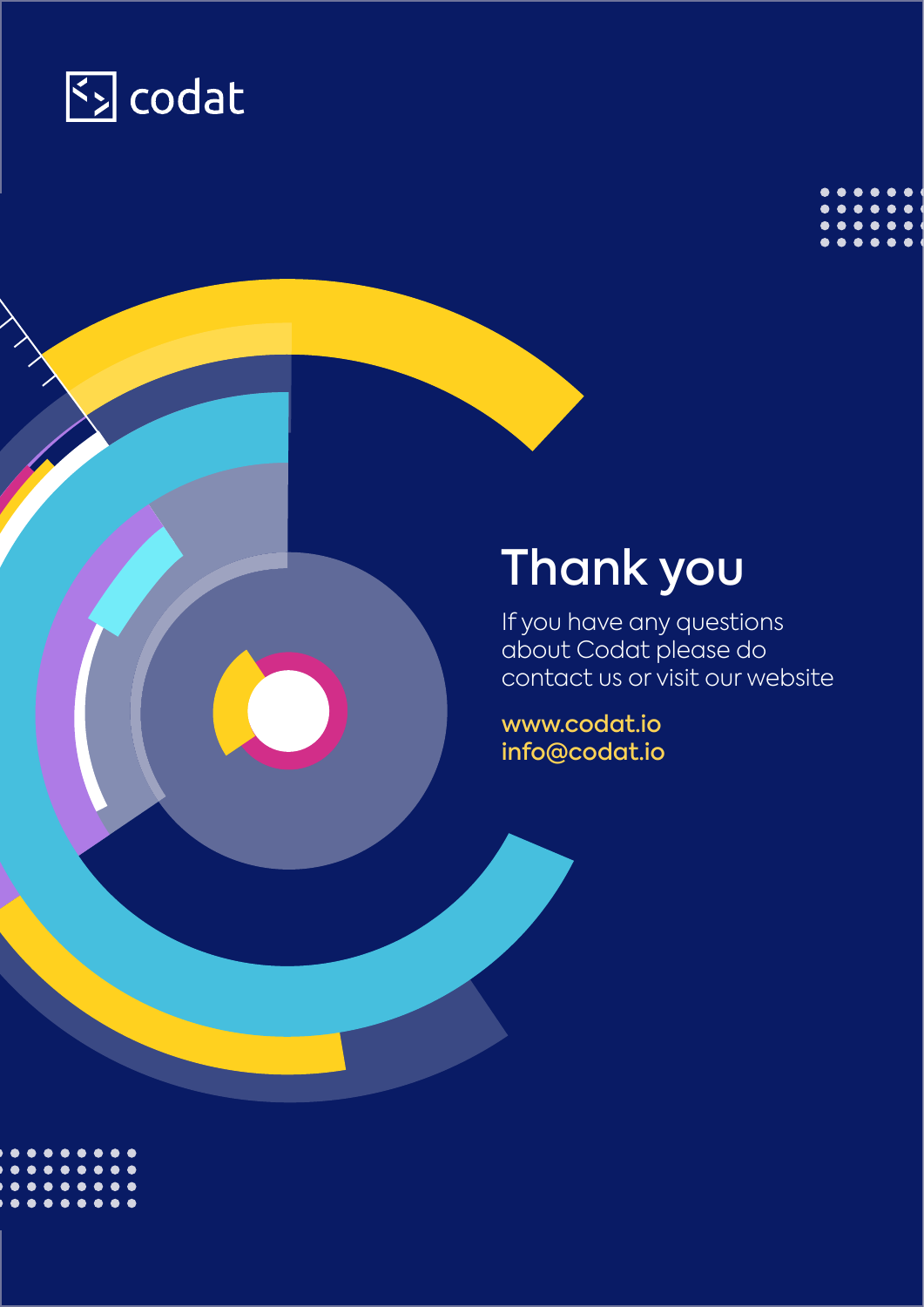codat

# Thank you

If you have any questions about Codat please do contact us or visit our website

www.codat.io
info@codat.io